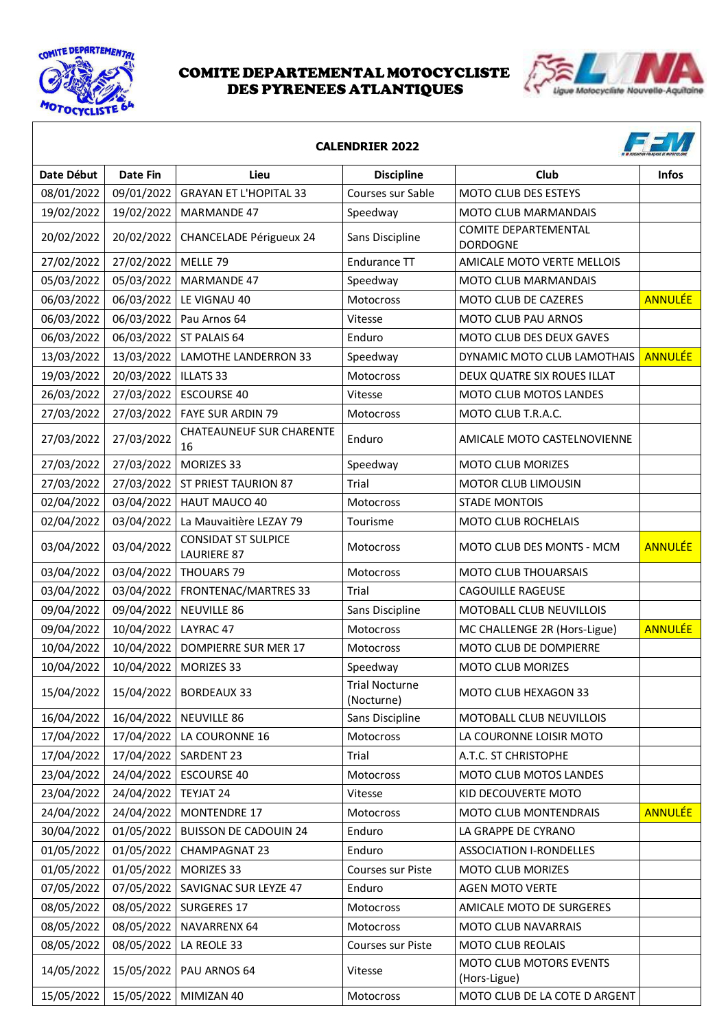# COMITE DEPARTEMENTAL MOTOCYCLISTE DES PYRENEES ATLANTIQUES

## CALENDRIER 2022

| Date Début | Date Fin | Lieu | Discipline | Club | Infos |
|---|---|---|---|---|---|
| 08/01/2022 | 09/01/2022 | GRAYAN ET L'HOPITAL 33 | Courses sur Sable | MOTO CLUB DES ESTEYS | |
| 19/02/2022 | 19/02/2022 | MARMANDE 47 | Speedway | MOTO CLUB MARMANDAIS | |
| 20/02/2022 | 20/02/2022 | CHANCELADE Périgueux 24 | Sans Discipline | COMITE DEPARTEMENTAL DORDOGNE | |
| 27/02/2022 | 27/02/2022 | MELLE 79 | Endurance TT | AMICALE MOTO VERTE MELLOIS | |
| 05/03/2022 | 05/03/2022 | MARMANDE 47 | Speedway | MOTO CLUB MARMANDAIS | |
| 06/03/2022 | 06/03/2022 | LE VIGNAU 40 | Motocross | MOTO CLUB DE CAZERES | ANNULÉE |
| 06/03/2022 | 06/03/2022 | Pau Arnos 64 | Vitesse | MOTO CLUB PAU ARNOS | |
| 06/03/2022 | 06/03/2022 | ST PALAIS 64 | Enduro | MOTO CLUB DES DEUX GAVES | |
| 13/03/2022 | 13/03/2022 | LAMOTHE LANDERRON 33 | Speedway | DYNAMIC MOTO CLUB LAMOTHAIS | ANNULÉE |
| 19/03/2022 | 20/03/2022 | ILLATS 33 | Motocross | DEUX QUATRE SIX ROUES ILLAT | |
| 26/03/2022 | 27/03/2022 | ESCOURSE 40 | Vitesse | MOTO CLUB MOTOS LANDES | |
| 27/03/2022 | 27/03/2022 | FAYE SUR ARDIN 79 | Motocross | MOTO CLUB T.R.A.C. | |
| 27/03/2022 | 27/03/2022 | CHATEAUNEUF SUR CHARENTE 16 | Enduro | AMICALE MOTO CASTELNOVIENNE | |
| 27/03/2022 | 27/03/2022 | MORIZES 33 | Speedway | MOTO CLUB MORIZES | |
| 27/03/2022 | 27/03/2022 | ST PRIEST TAURION 87 | Trial | MOTOR CLUB LIMOUSIN | |
| 02/04/2022 | 03/04/2022 | HAUT MAUCO 40 | Motocross | STADE MONTOIS | |
| 02/04/2022 | 03/04/2022 | La Mauvaitière LEZAY 79 | Tourisme | MOTO CLUB ROCHELAIS | |
| 03/04/2022 | 03/04/2022 | CONSIDAT ST SULPICE LAURIERE 87 | Motocross | MOTO CLUB DES MONTS - MCM | ANNULÉE |
| 03/04/2022 | 03/04/2022 | THOUARS 79 | Motocross | MOTO CLUB THOUARSAIS | |
| 03/04/2022 | 03/04/2022 | FRONTENAC/MARTRES 33 | Trial | CAGOUILLE RAGEUSE | |
| 09/04/2022 | 09/04/2022 | NEUVILLE 86 | Sans Discipline | MOTOBALL CLUB NEUVILLOIS | |
| 09/04/2022 | 10/04/2022 | LAYRAC 47 | Motocross | MC CHALLENGE 2R (Hors-Ligue) | ANNULÉE |
| 10/04/2022 | 10/04/2022 | DOMPIERRE SUR MER 17 | Motocross | MOTO CLUB DE DOMPIERRE | |
| 10/04/2022 | 10/04/2022 | MORIZES 33 | Speedway | MOTO CLUB MORIZES | |
| 15/04/2022 | 15/04/2022 | BORDEAUX 33 | Trial Nocturne (Nocturne) | MOTO CLUB HEXAGON 33 | |
| 16/04/2022 | 16/04/2022 | NEUVILLE 86 | Sans Discipline | MOTOBALL CLUB NEUVILLOIS | |
| 17/04/2022 | 17/04/2022 | LA COURONNE 16 | Motocross | LA COURONNE LOISIR MOTO | |
| 17/04/2022 | 17/04/2022 | SARDENT 23 | Trial | A.T.C. ST CHRISTOPHE | |
| 23/04/2022 | 24/04/2022 | ESCOURSE 40 | Motocross | MOTO CLUB MOTOS LANDES | |
| 23/04/2022 | 24/04/2022 | TEYJAT 24 | Vitesse | KID DECOUVERTE MOTO | |
| 24/04/2022 | 24/04/2022 | MONTENDRE 17 | Motocross | MOTO CLUB MONTENDRAIS | ANNULÉE |
| 30/04/2022 | 01/05/2022 | BUISSON DE CADOUIN 24 | Enduro | LA GRAPPE DE CYRANO | |
| 01/05/2022 | 01/05/2022 | CHAMPAGNAT 23 | Enduro | ASSOCIATION I-RONDELLES | |
| 01/05/2022 | 01/05/2022 | MORIZES 33 | Courses sur Piste | MOTO CLUB MORIZES | |
| 07/05/2022 | 07/05/2022 | SAVIGNAC SUR LEYZE 47 | Enduro | AGEN MOTO VERTE | |
| 08/05/2022 | 08/05/2022 | SURGERES 17 | Motocross | AMICALE MOTO DE SURGERES | |
| 08/05/2022 | 08/05/2022 | NAVARRENX 64 | Motocross | MOTO CLUB NAVARRAIS | |
| 08/05/2022 | 08/05/2022 | LA REOLE 33 | Courses sur Piste | MOTO CLUB REOLAIS | |
| 14/05/2022 | 15/05/2022 | PAU ARNOS 64 | Vitesse | MOTO CLUB MOTORS EVENTS (Hors-Ligue) | |
| 15/05/2022 | 15/05/2022 | MIMIZAN 40 | Motocross | MOTO CLUB DE LA COTE D ARGENT | |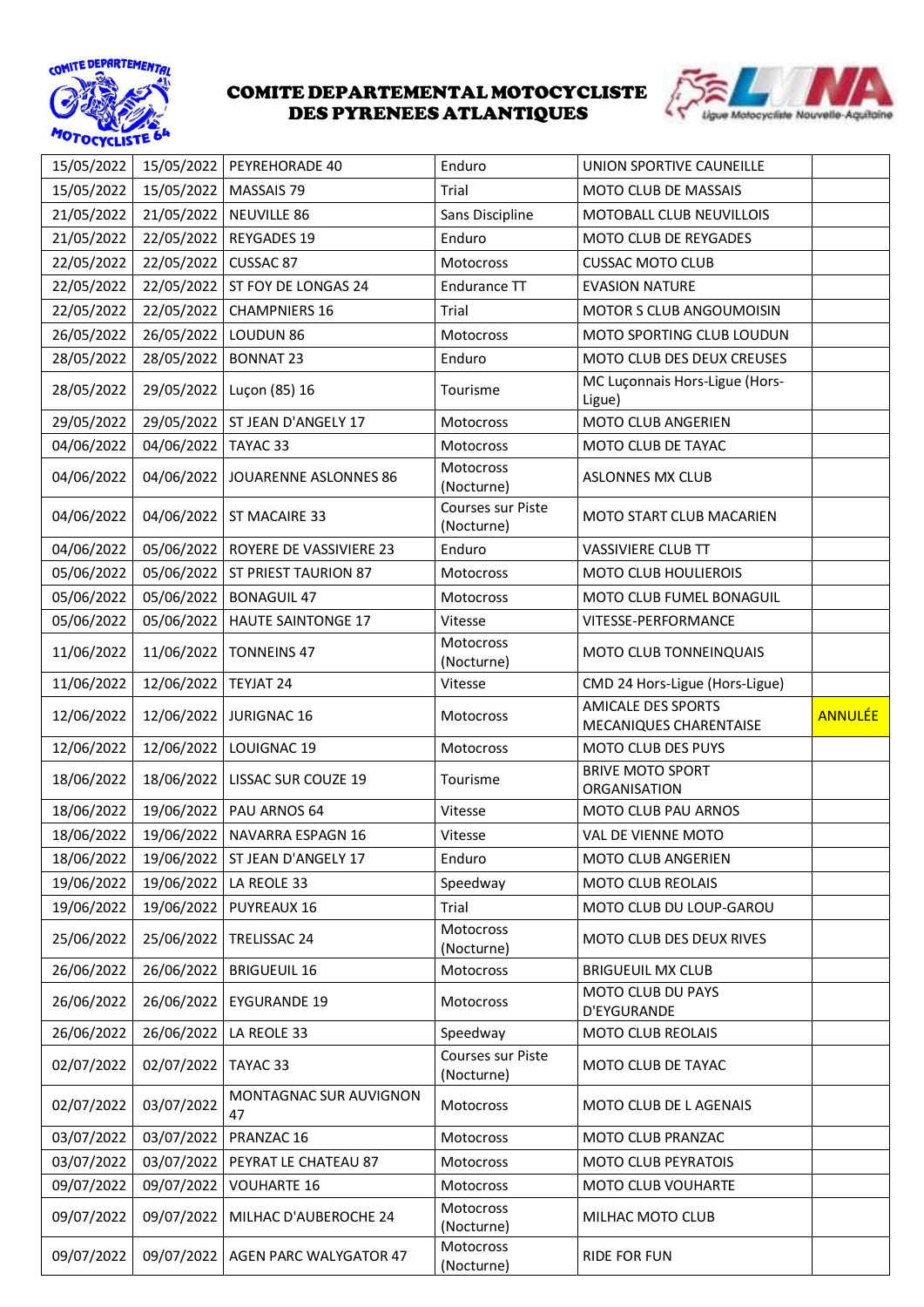# COMITE DEPARTEMENTAL MOTOCYCLISTE DES PYRENEES ATLANTIQUES

| | | | | | |
|---|---|---|---|---|---|
| 15/05/2022 | 15/05/2022 | PEYREHORADE 40 | Enduro | UNION SPORTIVE CAUNEILLE | |
| 15/05/2022 | 15/05/2022 | MASSAIS 79 | Trial | MOTO CLUB DE MASSAIS | |
| 21/05/2022 | 21/05/2022 | NEUVILLE 86 | Sans Discipline | MOTOBALL CLUB NEUVILLOIS | |
| 21/05/2022 | 22/05/2022 | REYGADES 19 | Enduro | MOTO CLUB DE REYGADES | |
| 22/05/2022 | 22/05/2022 | CUSSAC 87 | Motocross | CUSSAC MOTO CLUB | |
| 22/05/2022 | 22/05/2022 | ST FOY DE LONGAS 24 | Endurance TT | EVASION NATURE | |
| 22/05/2022 | 22/05/2022 | CHAMPNIERS 16 | Trial | MOTOR S CLUB ANGOUMOISIN | |
| 26/05/2022 | 26/05/2022 | LOUDUN 86 | Motocross | MOTO SPORTING CLUB LOUDUN | |
| 28/05/2022 | 28/05/2022 | BONNAT 23 | Enduro | MOTO CLUB DES DEUX CREUSES | |
| 28/05/2022 | 29/05/2022 | Luçon (85) 16 | Tourisme | MC Luçonnais Hors-Ligue (Hors-Ligue) | |
| 29/05/2022 | 29/05/2022 | ST JEAN D'ANGELY 17 | Motocross | MOTO CLUB ANGERIEN | |
| 04/06/2022 | 04/06/2022 | TAYAC 33 | Motocross | MOTO CLUB DE TAYAC | |
| 04/06/2022 | 04/06/2022 | JOUARENNE ASLONNES 86 | Motocross (Nocturne) | ASLONNES MX CLUB | |
| 04/06/2022 | 04/06/2022 | ST MACAIRE 33 | Courses sur Piste (Nocturne) | MOTO START CLUB MACARIEN | |
| 04/06/2022 | 05/06/2022 | ROYERE DE VASSIVIERE 23 | Enduro | VASSIVIERE CLUB TT | |
| 05/06/2022 | 05/06/2022 | ST PRIEST TAURION 87 | Motocross | MOTO CLUB HOULIEROIS | |
| 05/06/2022 | 05/06/2022 | BONAGUIL 47 | Motocross | MOTO CLUB FUMEL BONAGUIL | |
| 05/06/2022 | 05/06/2022 | HAUTE SAINTONGE 17 | Vitesse | VITESSE-PERFORMANCE | |
| 11/06/2022 | 11/06/2022 | TONNEINS 47 | Motocross (Nocturne) | MOTO CLUB TONNEINQUAIS | |
| 11/06/2022 | 12/06/2022 | TEYJAT 24 | Vitesse | CMD 24 Hors-Ligue (Hors-Ligue) | |
| 12/06/2022 | 12/06/2022 | JURIGNAC 16 | Motocross | AMICALE DES SPORTS MECANIQUES CHARENTAISE | ANNULÉE |
| 12/06/2022 | 12/06/2022 | LOUIGNAC 19 | Motocross | MOTO CLUB DES PUYS | |
| 18/06/2022 | 18/06/2022 | LISSAC SUR COUZE 19 | Tourisme | BRIVE MOTO SPORT ORGANISATION | |
| 18/06/2022 | 19/06/2022 | PAU ARNOS 64 | Vitesse | MOTO CLUB PAU ARNOS | |
| 18/06/2022 | 19/06/2022 | NAVARRA ESPAGN 16 | Vitesse | VAL DE VIENNE MOTO | |
| 18/06/2022 | 19/06/2022 | ST JEAN D'ANGELY 17 | Enduro | MOTO CLUB ANGERIEN | |
| 19/06/2022 | 19/06/2022 | LA REOLE 33 | Speedway | MOTO CLUB REOLAIS | |
| 19/06/2022 | 19/06/2022 | PUYREAUX 16 | Trial | MOTO CLUB DU LOUP-GAROU | |
| 25/06/2022 | 25/06/2022 | TRELISSAC 24 | Motocross (Nocturne) | MOTO CLUB DES DEUX RIVES | |
| 26/06/2022 | 26/06/2022 | BRIGUEUIL 16 | Motocross | BRIGUEUIL MX CLUB | |
| 26/06/2022 | 26/06/2022 | EYGURANDE 19 | Motocross | MOTO CLUB DU PAYS D'EYGURANDE | |
| 26/06/2022 | 26/06/2022 | LA REOLE 33 | Speedway | MOTO CLUB REOLAIS | |
| 02/07/2022 | 02/07/2022 | TAYAC 33 | Courses sur Piste (Nocturne) | MOTO CLUB DE TAYAC | |
| 02/07/2022 | 03/07/2022 | MONTAGNAC SUR AUVIGNON 47 | Motocross | MOTO CLUB DE L AGENAIS | |
| 03/07/2022 | 03/07/2022 | PRANZAC 16 | Motocross | MOTO CLUB PRANZAC | |
| 03/07/2022 | 03/07/2022 | PEYRAT LE CHATEAU 87 | Motocross | MOTO CLUB PEYRATOIS | |
| 09/07/2022 | 09/07/2022 | VOUHARTE 16 | Motocross | MOTO CLUB VOUHARTE | |
| 09/07/2022 | 09/07/2022 | MILHAC D'AUBEROCHE 24 | Motocross (Nocturne) | MILHAC MOTO CLUB | |
| 09/07/2022 | 09/07/2022 | AGEN PARC WALYGATOR 47 | Motocross (Nocturne) | RIDE FOR FUN | |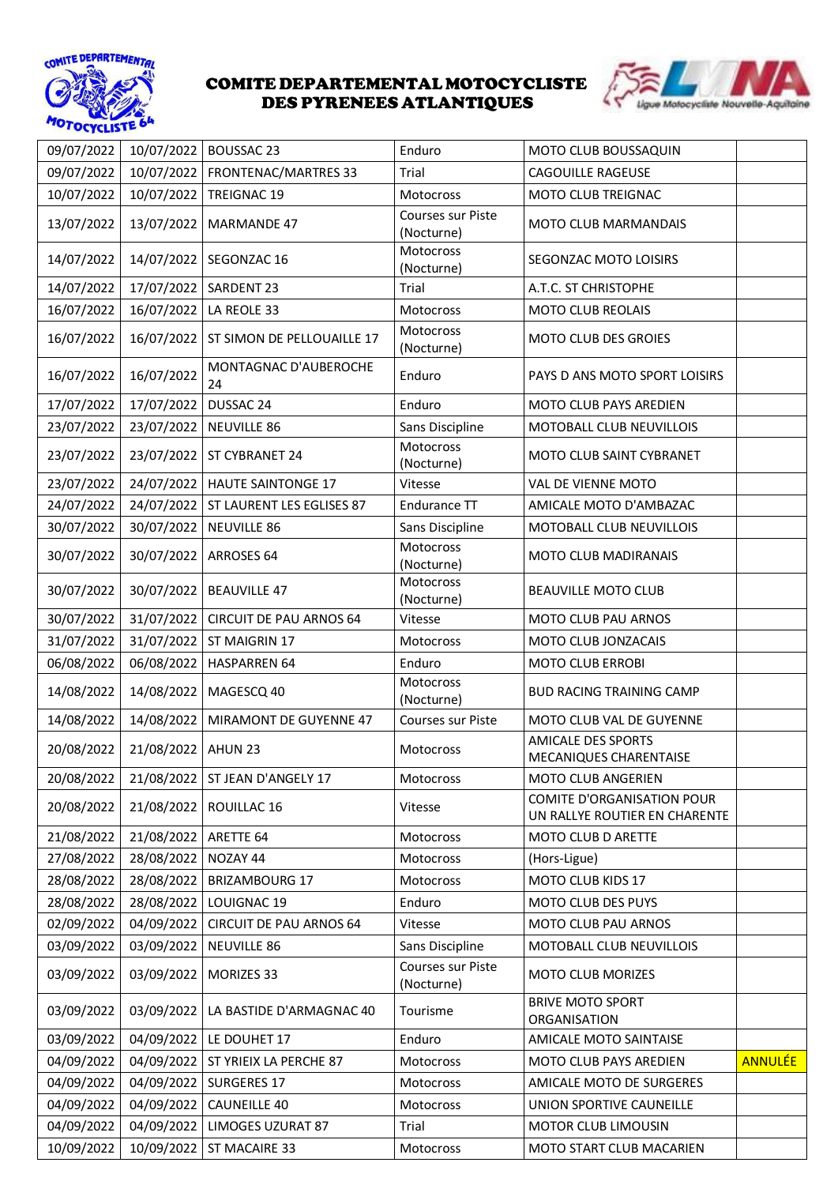# COMITE DEPARTEMENTAL MOTOCYCLISTE DES PYRENEES ATLANTIQUES

| | | | | | |
|---|---|---|---|---|---|
| 09/07/2022 | 10/07/2022 | BOUSSAC 23 | Enduro | MOTO CLUB BOUSSAQUIN | |
| 09/07/2022 | 10/07/2022 | FRONTENAC/MARTRES 33 | Trial | CAGOUILLE RAGEUSE | |
| 10/07/2022 | 10/07/2022 | TREIGNAC 19 | Motocross | MOTO CLUB TREIGNAC | |
| 13/07/2022 | 13/07/2022 | MARMANDE 47 | Courses sur Piste (Nocturne) | MOTO CLUB MARMANDAIS | |
| 14/07/2022 | 14/07/2022 | SEGONZAC 16 | Motocross (Nocturne) | SEGONZAC MOTO LOISIRS | |
| 14/07/2022 | 17/07/2022 | SARDENT 23 | Trial | A.T.C. ST CHRISTOPHE | |
| 16/07/2022 | 16/07/2022 | LA REOLE 33 | Motocross | MOTO CLUB REOLAIS | |
| 16/07/2022 | 16/07/2022 | ST SIMON DE PELLOUAILLE 17 | Motocross (Nocturne) | MOTO CLUB DES GROIES | |
| 16/07/2022 | 16/07/2022 | MONTAGNAC D'AUBEROCHE 24 | Enduro | PAYS D ANS MOTO SPORT LOISIRS | |
| 17/07/2022 | 17/07/2022 | DUSSAC 24 | Enduro | MOTO CLUB PAYS AREDIEN | |
| 23/07/2022 | 23/07/2022 | NEUVILLE 86 | Sans Discipline | MOTOBALL CLUB NEUVILLOIS | |
| 23/07/2022 | 23/07/2022 | ST CYBRANET 24 | Motocross (Nocturne) | MOTO CLUB SAINT CYBRANET | |
| 23/07/2022 | 24/07/2022 | HAUTE SAINTONGE 17 | Vitesse | VAL DE VIENNE MOTO | |
| 24/07/2022 | 24/07/2022 | ST LAURENT LES EGLISES 87 | Endurance TT | AMICALE MOTO D'AMBAZAC | |
| 30/07/2022 | 30/07/2022 | NEUVILLE 86 | Sans Discipline | MOTOBALL CLUB NEUVILLOIS | |
| 30/07/2022 | 30/07/2022 | ARROSES 64 | Motocross (Nocturne) | MOTO CLUB MADIRANAIS | |
| 30/07/2022 | 30/07/2022 | BEAUVILLE 47 | Motocross (Nocturne) | BEAUVILLE MOTO CLUB | |
| 30/07/2022 | 31/07/2022 | CIRCUIT DE PAU ARNOS 64 | Vitesse | MOTO CLUB PAU ARNOS | |
| 31/07/2022 | 31/07/2022 | ST MAIGRIN 17 | Motocross | MOTO CLUB JONZACAIS | |
| 06/08/2022 | 06/08/2022 | HASPARREN 64 | Enduro | MOTO CLUB ERROBI | |
| 14/08/2022 | 14/08/2022 | MAGESCQ 40 | Motocross (Nocturne) | BUD RACING TRAINING CAMP | |
| 14/08/2022 | 14/08/2022 | MIRAMONT DE GUYENNE 47 | Courses sur Piste | MOTO CLUB VAL DE GUYENNE | |
| 20/08/2022 | 21/08/2022 | AHUN 23 | Motocross | AMICALE DES SPORTS MECANIQUES CHARENTAISE | |
| 20/08/2022 | 21/08/2022 | ST JEAN D'ANGELY 17 | Motocross | MOTO CLUB ANGERIEN | |
| 20/08/2022 | 21/08/2022 | ROUILLAC 16 | Vitesse | COMITE D'ORGANISATION POUR UN RALLYE ROUTIER EN CHARENTE | |
| 21/08/2022 | 21/08/2022 | ARETTE 64 | Motocross | MOTO CLUB D ARETTE | |
| 27/08/2022 | 28/08/2022 | NOZAY 44 | Motocross | (Hors-Ligue) | |
| 28/08/2022 | 28/08/2022 | BRIZAMBOURG 17 | Motocross | MOTO CLUB KIDS 17 | |
| 28/08/2022 | 28/08/2022 | LOUIGNAC 19 | Enduro | MOTO CLUB DES PUYS | |
| 02/09/2022 | 04/09/2022 | CIRCUIT DE PAU ARNOS 64 | Vitesse | MOTO CLUB PAU ARNOS | |
| 03/09/2022 | 03/09/2022 | NEUVILLE 86 | Sans Discipline | MOTOBALL CLUB NEUVILLOIS | |
| 03/09/2022 | 03/09/2022 | MORIZES 33 | Courses sur Piste (Nocturne) | MOTO CLUB MORIZES | |
| 03/09/2022 | 03/09/2022 | LA BASTIDE D'ARMAGNAC 40 | Tourisme | BRIVE MOTO SPORT ORGANISATION | |
| 03/09/2022 | 04/09/2022 | LE DOUHET 17 | Enduro | AMICALE MOTO SAINTAISE | |
| 04/09/2022 | 04/09/2022 | ST YRIEIX LA PERCHE 87 | Motocross | MOTO CLUB PAYS AREDIEN | ANNULÉE |
| 04/09/2022 | 04/09/2022 | SURGERES 17 | Motocross | AMICALE MOTO DE SURGERES | |
| 04/09/2022 | 04/09/2022 | CAUNEILLE 40 | Motocross | UNION SPORTIVE CAUNEILLE | |
| 04/09/2022 | 04/09/2022 | LIMOGES UZURAT 87 | Trial | MOTOR CLUB LIMOUSIN | |
| 10/09/2022 | 10/09/2022 | ST MACAIRE 33 | Motocross | MOTO START CLUB MACARIEN | |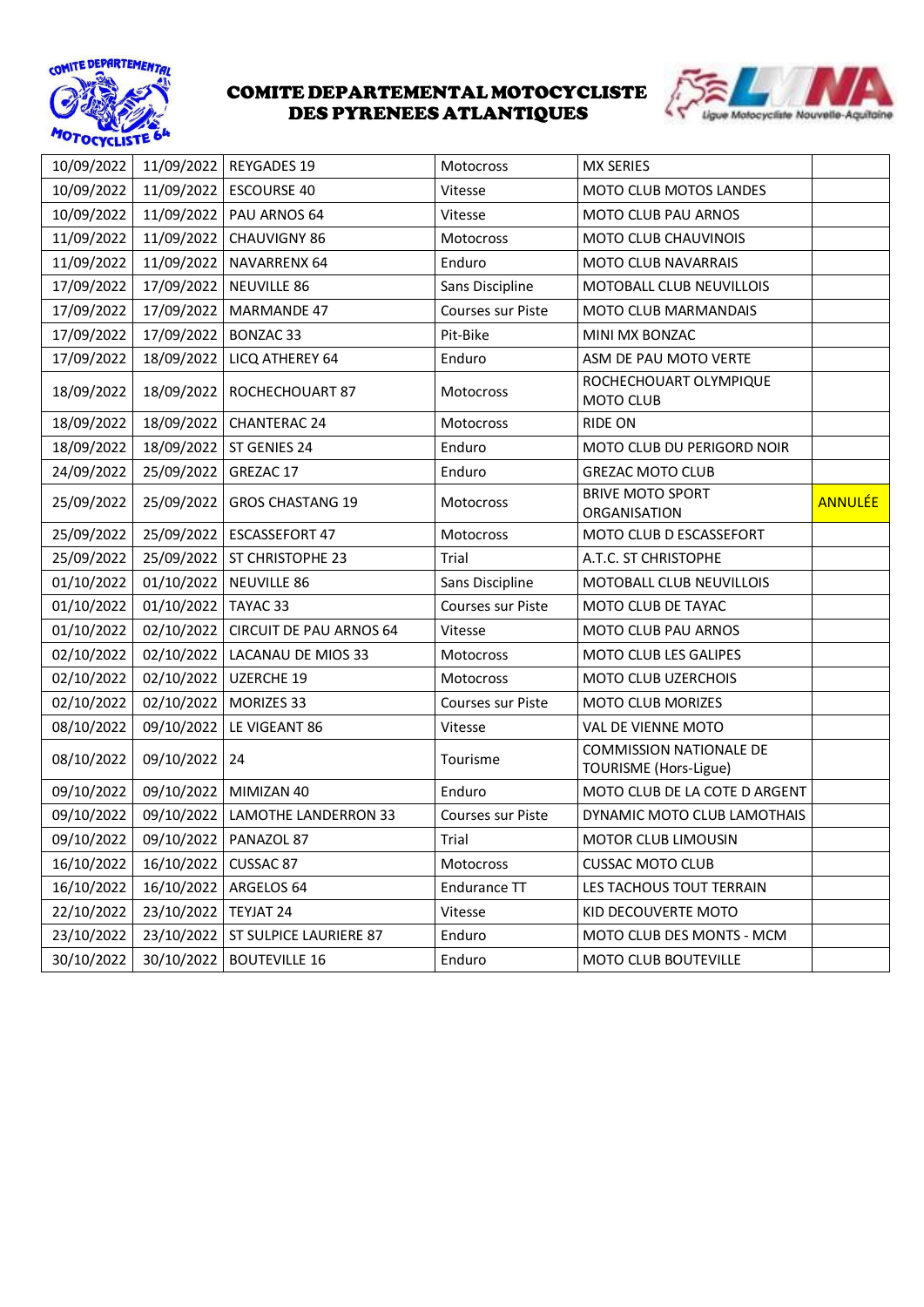# COMITE DEPARTEMENTAL MOTOCYCLISTE DES PYRENEES ATLANTIQUES

| | | | | | |
|---|---|---|---|---|---|
| 10/09/2022 | 11/09/2022 | REYGADES 19 | Motocross | MX SERIES | |
| 10/09/2022 | 11/09/2022 | ESCOURSE 40 | Vitesse | MOTO CLUB MOTOS LANDES | |
| 10/09/2022 | 11/09/2022 | PAU ARNOS 64 | Vitesse | MOTO CLUB PAU ARNOS | |
| 11/09/2022 | 11/09/2022 | CHAUVIGNY 86 | Motocross | MOTO CLUB CHAUVINOIS | |
| 11/09/2022 | 11/09/2022 | NAVARRENX 64 | Enduro | MOTO CLUB NAVARRAIS | |
| 17/09/2022 | 17/09/2022 | NEUVILLE 86 | Sans Discipline | MOTOBALL CLUB NEUVILLOIS | |
| 17/09/2022 | 17/09/2022 | MARMANDE 47 | Courses sur Piste | MOTO CLUB MARMANDAIS | |
| 17/09/2022 | 17/09/2022 | BONZAC 33 | Pit-Bike | MINI MX BONZAC | |
| 17/09/2022 | 18/09/2022 | LICQ ATHEREY 64 | Enduro | ASM DE PAU MOTO VERTE | |
| 18/09/2022 | 18/09/2022 | ROCHECHOUART 87 | Motocross | ROCHECHOUART OLYMPIQUE MOTO CLUB | |
| 18/09/2022 | 18/09/2022 | CHANTERAC 24 | Motocross | RIDE ON | |
| 18/09/2022 | 18/09/2022 | ST GENIES 24 | Enduro | MOTO CLUB DU PERIGORD NOIR | |
| 24/09/2022 | 25/09/2022 | GREZAC 17 | Enduro | GREZAC MOTO CLUB | |
| 25/09/2022 | 25/09/2022 | GROS CHASTANG 19 | Motocross | BRIVE MOTO SPORT ORGANISATION | ANNULÉE |
| 25/09/2022 | 25/09/2022 | ESCASSEFORT 47 | Motocross | MOTO CLUB D ESCASSEFORT | |
| 25/09/2022 | 25/09/2022 | ST CHRISTOPHE 23 | Trial | A.T.C. ST CHRISTOPHE | |
| 01/10/2022 | 01/10/2022 | NEUVILLE 86 | Sans Discipline | MOTOBALL CLUB NEUVILLOIS | |
| 01/10/2022 | 01/10/2022 | TAYAC 33 | Courses sur Piste | MOTO CLUB DE TAYAC | |
| 01/10/2022 | 02/10/2022 | CIRCUIT DE PAU ARNOS 64 | Vitesse | MOTO CLUB PAU ARNOS | |
| 02/10/2022 | 02/10/2022 | LACANAU DE MIOS 33 | Motocross | MOTO CLUB LES GALIPES | |
| 02/10/2022 | 02/10/2022 | UZERCHE 19 | Motocross | MOTO CLUB UZERCHOIS | |
| 02/10/2022 | 02/10/2022 | MORIZES 33 | Courses sur Piste | MOTO CLUB MORIZES | |
| 08/10/2022 | 09/10/2022 | LE VIGEANT 86 | Vitesse | VAL DE VIENNE MOTO | |
| 08/10/2022 | 09/10/2022 | 24 | Tourisme | COMMISSION NATIONALE DE TOURISME (Hors-Ligue) | |
| 09/10/2022 | 09/10/2022 | MIMIZAN 40 | Enduro | MOTO CLUB DE LA COTE D ARGENT | |
| 09/10/2022 | 09/10/2022 | LAMOTHE LANDERRON 33 | Courses sur Piste | DYNAMIC MOTO CLUB LAMOTHAIS | |
| 09/10/2022 | 09/10/2022 | PANAZOL 87 | Trial | MOTOR CLUB LIMOUSIN | |
| 16/10/2022 | 16/10/2022 | CUSSAC 87 | Motocross | CUSSAC MOTO CLUB | |
| 16/10/2022 | 16/10/2022 | ARGELOS 64 | Endurance TT | LES TACHOUS TOUT TERRAIN | |
| 22/10/2022 | 23/10/2022 | TEYJAT 24 | Vitesse | KID DECOUVERTE MOTO | |
| 23/10/2022 | 23/10/2022 | ST SULPICE LAURIERE 87 | Enduro | MOTO CLUB DES MONTS - MCM | |
| 30/10/2022 | 30/10/2022 | BOUTEVILLE 16 | Enduro | MOTO CLUB BOUTEVILLE | |